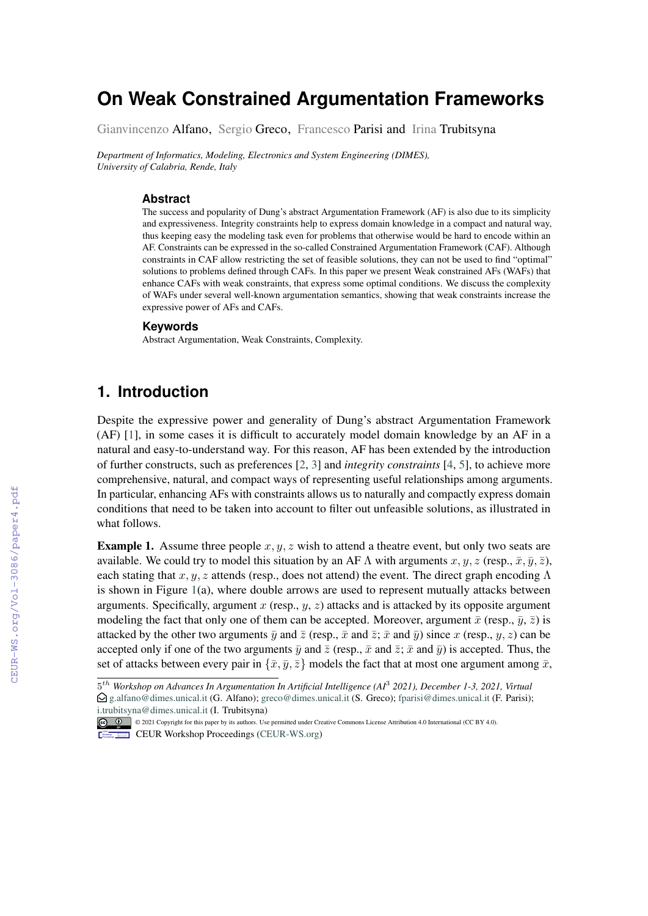# On Weak Constrained Argumentation Frameworks

Gianvincenzo Alfano, Sergio Greco, Francesco Parisi and Irina Trubitsyna

*Department of Informatics, Modeling, Electronics and System Engineering (DIMES), University of Calabria, Rende, Italy*

### Abstract

The success and popularity of Dung's abstract Argumentation Framework (AF) is also due to its simplicity and expressiveness. Integrity constraints help to express domain knowledge in a compact and natural way, thus keeping easy the modeling task even for problems that otherwise would be hard to encode within an AF. Constraints can be expressed in the so-called Constrained Argumentation Framework (CAF). Although constraints in CAF allow restricting the set of feasible solutions, they can not be used to find "optimal" solutions to problems defined through CAFs. In this paper we present Weak constrained AFs (WAFs) that enhance CAFs with weak constraints, that express some optimal conditions. We discuss the complexity of WAFs under several well-known argumentation semantics, showing that weak constraints increase the expressive power of AFs and CAFs.

### Keywords

Abstract Argumentation, Weak Constraints, Complexity.

## 1. Introduction

Despite the expressive power and generality of Dung's abstract Argumentation Framework (AF) [1], in some cases it is difficult to accurately model domain knowledge by an AF in a natural and easy-to-understand way. For this reason, AF has been extended by the introduction of further constructs, such as preferences [2, 3] and *integrity constraints* [4, 5], to achieve more comprehensive, natural, and compact ways of representing useful relationships among arguments. In particular, enhancing AFs with constraints allows us to naturally and compactly express domain conditions that need to be taken into account to filter out unfeasible solutions, as illustrated in what follows.

**Example 1.** Assume three people $x, y, z$ wish to attend a theatre event, but only two seats are available. We could try to model this situation by an AF $\Lambda$ with arguments $x, y, z$ (resp., $\bar{x}, \bar{y}, \bar{z}$), each stating that $x, y, z$ attends (resp., does not attend) the event. The direct graph encoding $\Lambda$ is shown in Figure 1(a), where double arrows are used to represent mutually attacks between arguments. Specifically, argument $x$ (resp., $y$, $z$) attacks and is attacked by its opposite argument modeling the fact that only one of them can be accepted. Moreover, argument $\bar{x}$ (resp., $\bar{y}$, $\bar{z}$) is attacked by the other two arguments $\bar{y}$ and $\bar{z}$ (resp., $\bar{x}$ and $\bar{z}$; $\bar{x}$ and $\bar{y}$) since $x$ (resp., $y$, $z$) can be accepted only if one of the two arguments $\bar{y}$ and $\bar{z}$ (resp., $\bar{x}$ and $\bar{z}$; $\bar{x}$ and $\bar{y}$) is accepted. Thus, the set of attacks between every pair in $\{\bar{x}, \bar{y}, \bar{z}\}$ models the fact that at most one argument among $\bar{x}$,

$5^{th}$ *Workshop on Advances In Argumentation In Artificial Intelligence (AI[3] 2021), December 1-3, 2021, Virtual*
g.alfano@dimes.unical.it (G. Alfano); greco@dimes.unical.it (S. Greco); fparisi@dimes.unical.it (F. Parisi); i.trubitsyna@dimes.unical.it (I. Trubitsyna)

© 2021 Copyright for this paper by its authors. Use permitted under Creative Commons License Attribution 4.0 International (CC BY 4.0).
CEUR Workshop Proceedings (CEUR-WS.org)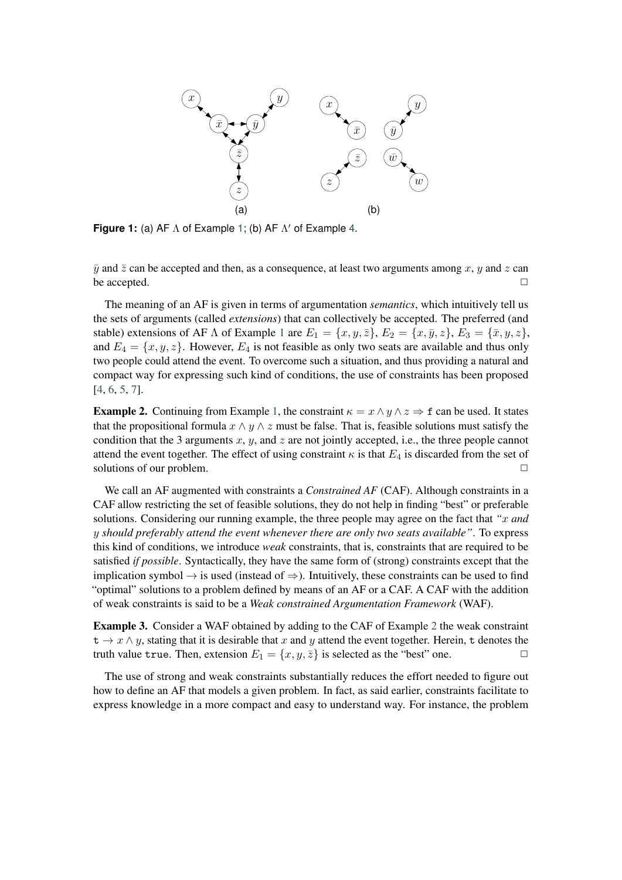**Figure 1:** (a) AF $\Lambda$ of Example 1; (b) AF $\Lambda'$ of Example 4.

$\bar{y}$ and $\bar{z}$ can be accepted and then, as a consequence, at least two arguments among $x$, $y$ and $z$ can be accepted. □

The meaning of an AF is given in terms of argumentation *semantics*, which intuitively tell us the sets of arguments (called *extensions*) that can collectively be accepted. The preferred (and stable) extensions of AF $\Lambda$ of Example 1 are $E_1 = \{x, y, \bar{z}\}$, $E_2 = \{x, \bar{y}, z\}$, $E_3 = \{\bar{x}, y, z\}$, and $E_4 = \{x, y, z\}$. However, $E_4$ is not feasible as only two seats are available and thus only two people could attend the event. To overcome such a situation, and thus providing a natural and compact way for expressing such kind of conditions, the use of constraints has been proposed [4, 6, 5, 7].

**Example 2.** Continuing from Example 1, the constraint $\kappa = x \wedge y \wedge z \Rightarrow \mathtt{f}$ can be used. It states that the propositional formula $x \wedge y \wedge z$ must be false. That is, feasible solutions must satisfy the condition that the 3 arguments $x$, $y$, and $z$ are not jointly accepted, i.e., the three people cannot attend the event together. The effect of using constraint $\kappa$ is that $E_4$ is discarded from the set of solutions of our problem. □

We call an AF augmented with constraints a *Constrained AF* (CAF). Although constraints in a CAF allow restricting the set of feasible solutions, they do not help in finding "best" or preferable solutions. Considering our running example, the three people may agree on the fact that *"$x$ and $y$ should preferably attend the event whenever there are only two seats available"*. To express this kind of conditions, we introduce *weak* constraints, that is, constraints that are required to be satisfied *if possible*. Syntactically, they have the same form of (strong) constraints except that the implication symbol $\rightarrow$ is used (instead of $\Rightarrow$). Intuitively, these constraints can be used to find "optimal" solutions to a problem defined by means of an AF or a CAF. A CAF with the addition of weak constraints is said to be a *Weak constrained Argumentation Framework* (WAF).

**Example 3.** Consider a WAF obtained by adding to the CAF of Example 2 the weak constraint $\mathtt{t} \rightarrow x \wedge y$, stating that it is desirable that $x$ and $y$ attend the event together. Herein, $\mathtt{t}$ denotes the truth value $\mathtt{true}$. Then, extension $E_1 = \{x, y, \bar{z}\}$ is selected as the "best" one. □

The use of strong and weak constraints substantially reduces the effort needed to figure out how to define an AF that models a given problem. In fact, as said earlier, constraints facilitate to express knowledge in a more compact and easy to understand way. For instance, the problem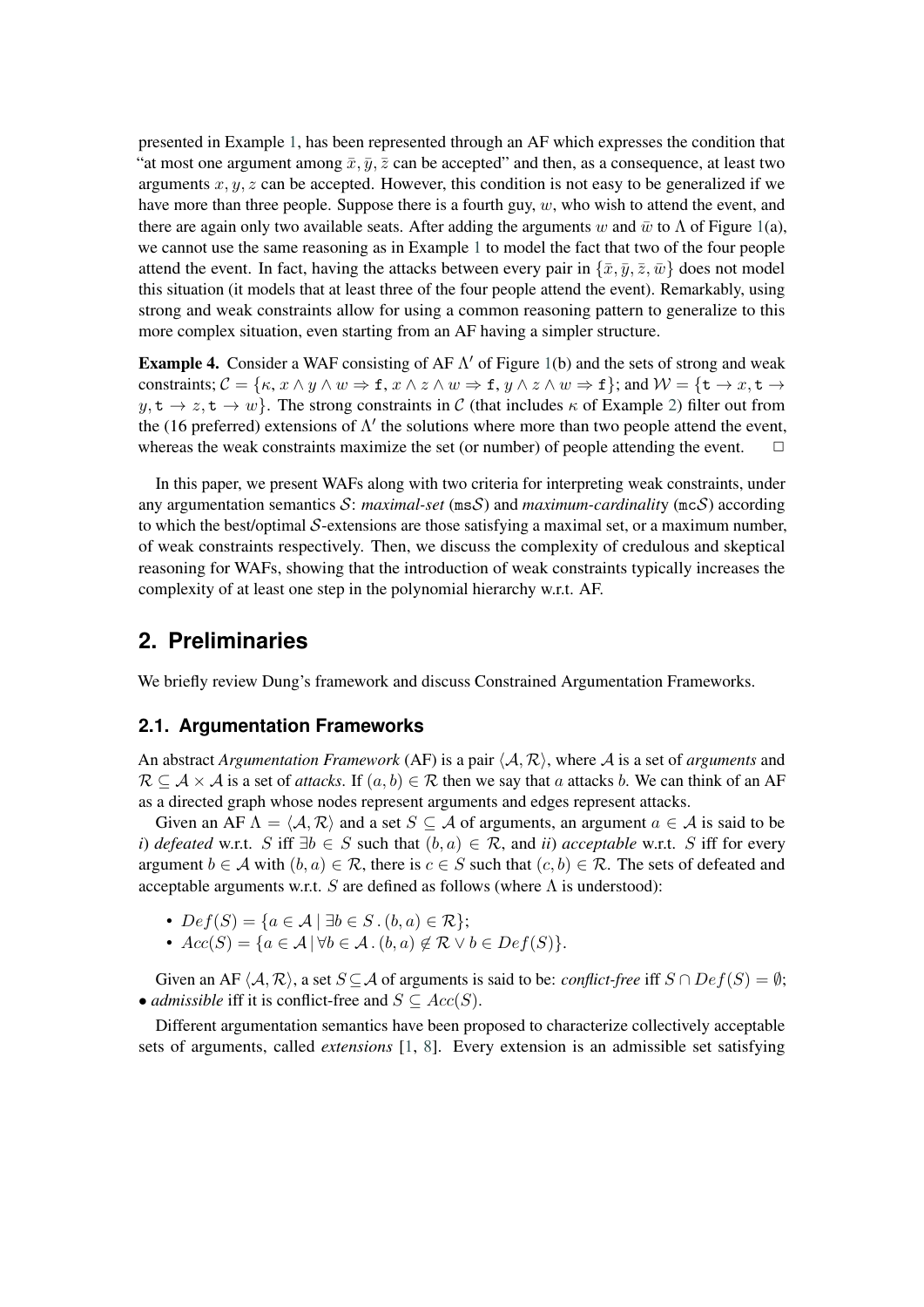presented in Example 1, has been represented through an AF which expresses the condition that "at most one argument among $\bar{x}, \bar{y}, \bar{z}$ can be accepted" and then, as a consequence, at least two arguments $x, y, z$ can be accepted. However, this condition is not easy to be generalized if we have more than three people. Suppose there is a fourth guy, $w$, who wish to attend the event, and there are again only two available seats. After adding the arguments $w$ and $\bar{w}$ to $\Lambda$ of Figure 1(a), we cannot use the same reasoning as in Example 1 to model the fact that two of the four people attend the event. In fact, having the attacks between every pair in $\{\bar{x}, \bar{y}, \bar{z}, \bar{w}\}$ does not model this situation (it models that at least three of the four people attend the event). Remarkably, using strong and weak constraints allow for using a common reasoning pattern to generalize to this more complex situation, even starting from an AF having a simpler structure.

**Example 4.** Consider a WAF consisting of AF $\Lambda'$ of Figure 1(b) and the sets of strong and weak constraints; $\mathcal{C} = \{\kappa, x \wedge y \wedge w \Rightarrow \mathtt{f}, x \wedge z \wedge w \Rightarrow \mathtt{f}, y \wedge z \wedge w \Rightarrow \mathtt{f}\}$; and $\mathcal{W} = \{\mathtt{t} \rightarrow x, \mathtt{t} \rightarrow y, \mathtt{t} \rightarrow z, \mathtt{t} \rightarrow w\}$. The strong constraints in $\mathcal{C}$ (that includes $\kappa$ of Example 2) filter out from the (16 preferred) extensions of $\Lambda'$ the solutions where more than two people attend the event, whereas the weak constraints maximize the set (or number) of people attending the event. $\square$

In this paper, we present WAFs along with two criteria for interpreting weak constraints, under any argumentation semantics $\mathcal{S}$: *maximal-set* ($\mathtt{ms}\mathcal{S}$) and *maximum-cardinality* ($\mathtt{mc}\mathcal{S}$) according to which the best/optimal $\mathcal{S}$-extensions are those satisfying a maximal set, or a maximum number, of weak constraints respectively. Then, we discuss the complexity of credulous and skeptical reasoning for WAFs, showing that the introduction of weak constraints typically increases the complexity of at least one step in the polynomial hierarchy w.r.t. AF.

## 2. Preliminaries

We briefly review Dung's framework and discuss Constrained Argumentation Frameworks.

### 2.1. Argumentation Frameworks

An abstract *Argumentation Framework* (AF) is a pair $\langle \mathcal{A}, \mathcal{R} \rangle$, where $\mathcal{A}$ is a set of *arguments* and $\mathcal{R} \subseteq \mathcal{A} \times \mathcal{A}$ is a set of *attacks*. If $(a, b) \in \mathcal{R}$ then we say that $a$ attacks $b$. We can think of an AF as a directed graph whose nodes represent arguments and edges represent attacks.

Given an AF $\Lambda = \langle \mathcal{A}, \mathcal{R} \rangle$ and a set $S \subseteq \mathcal{A}$ of arguments, an argument $a \in \mathcal{A}$ is said to be *i) defeated* w.r.t. $S$ iff $\exists b \in S$ such that $(b, a) \in \mathcal{R}$, and *ii) acceptable* w.r.t. $S$ iff for every argument $b \in \mathcal{A}$ with $(b, a) \in \mathcal{R}$, there is $c \in S$ such that $(c, b) \in \mathcal{R}$. The sets of defeated and acceptable arguments w.r.t. $S$ are defined as follows (where $\Lambda$ is understood):

- $Def(S) = \{a \in \mathcal{A} \mid \exists b \in S \,.\, (b, a) \in \mathcal{R}\}$;
- $Acc(S) = \{a \in \mathcal{A} \mid \forall b \in \mathcal{A} \,.\, (b, a) \notin \mathcal{R} \vee b \in Def(S)\}$.

Given an AF $\langle \mathcal{A}, \mathcal{R} \rangle$, a set $S \subseteq \mathcal{A}$ of arguments is said to be: *conflict-free* iff $S \cap Def(S) = \emptyset$; • *admissible* iff it is conflict-free and $S \subseteq Acc(S)$.

Different argumentation semantics have been proposed to characterize collectively acceptable sets of arguments, called *extensions* [1, 8]. Every extension is an admissible set satisfying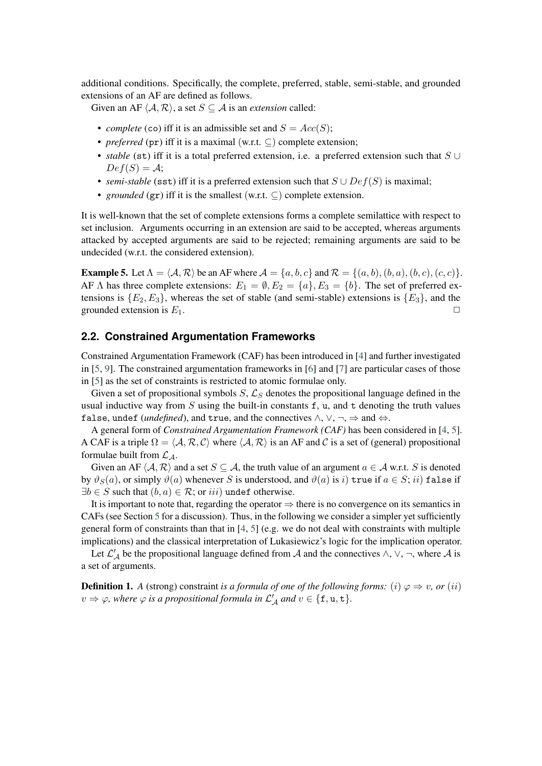additional conditions. Specifically, the complete, preferred, stable, semi-stable, and grounded extensions of an AF are defined as follows.

Given an AF $\langle \mathcal{A}, \mathcal{R} \rangle$, a set $S \subseteq \mathcal{A}$ is an *extension* called:

- *complete* (co) iff it is an admissible set and $S = Acc(S)$;
- *preferred* (pr) iff it is a maximal (w.r.t. $\subseteq$) complete extension;
- *stable* (st) iff it is a total preferred extension, i.e. a preferred extension such that $S \cup Def(S) = \mathcal{A}$;
- *semi-stable* (sst) iff it is a preferred extension such that $S \cup Def(S)$ is maximal;
- *grounded* (gr) iff it is the smallest (w.r.t. $\subseteq$) complete extension.

It is well-known that the set of complete extensions forms a complete semilattice with respect to set inclusion. Arguments occurring in an extension are said to be accepted, whereas arguments attacked by accepted arguments are said to be rejected; remaining arguments are said to be undecided (w.r.t. the considered extension).

**Example 5.** Let $\Lambda = \langle \mathcal{A}, \mathcal{R} \rangle$ be an AF where $\mathcal{A} = \{a, b, c\}$ and $\mathcal{R} = \{(a, b), (b, a), (b, c), (c, c)\}$. AF $\Lambda$ has three complete extensions: $E_1 = \emptyset, E_2 = \{a\}, E_3 = \{b\}$. The set of preferred extensions is $\{E_2, E_3\}$, whereas the set of stable (and semi-stable) extensions is $\{E_3\}$, and the grounded extension is $E_1$. □

## 2.2. Constrained Argumentation Frameworks

Constrained Argumentation Framework (CAF) has been introduced in [4] and further investigated in [5, 9]. The constrained argumentation frameworks in [6] and [7] are particular cases of those in [5] as the set of constraints is restricted to atomic formulae only.

Given a set of propositional symbols $S$, $\mathcal{L}_S$ denotes the propositional language defined in the usual inductive way from $S$ using the built-in constants f, u, and t denoting the truth values false, undef (*undefined*), and true, and the connectives $\wedge$, $\vee$, $\neg$, $\Rightarrow$ and $\Leftrightarrow$.

A general form of *Constrained Argumentation Framework (CAF)* has been considered in [4, 5]. A CAF is a triple $\Omega = \langle \mathcal{A}, \mathcal{R}, \mathcal{C} \rangle$ where $\langle \mathcal{A}, \mathcal{R} \rangle$ is an AF and $\mathcal{C}$ is a set of (general) propositional formulae built from $\mathcal{L}_{\mathcal{A}}$.

Given an AF $\langle \mathcal{A}, \mathcal{R} \rangle$ and a set $S \subseteq \mathcal{A}$, the truth value of an argument $a \in \mathcal{A}$ w.r.t. $S$ is denoted by $\vartheta_S(a)$, or simply $\vartheta(a)$ whenever $S$ is understood, and $\vartheta(a)$ is $i)$ true if $a \in S$; $ii)$ false if $\exists b \in S$ such that $(b, a) \in \mathcal{R}$; or $iii)$ undef otherwise.

It is important to note that, regarding the operator $\Rightarrow$ there is no convergence on its semantics in CAFs (see Section 5 for a discussion). Thus, in the following we consider a simpler yet sufficiently general form of constraints than that in [4, 5] (e.g. we do not deal with constraints with multiple implications) and the classical interpretation of Lukasiewicz's logic for the implication operator.

Let $\mathcal{L}'_{\mathcal{A}}$ be the propositional language defined from $\mathcal{A}$ and the connectives $\wedge$, $\vee$, $\neg$, where $\mathcal{A}$ is a set of arguments.

**Definition 1.** *A* (strong) constraint *is a formula of one of the following forms:* $(i)$ $\varphi \Rightarrow v$, *or* $(ii)$ $v \Rightarrow \varphi$, *where* $\varphi$ *is a propositional formula in* $\mathcal{L}'_{\mathcal{A}}$ *and* $v \in \{\mathtt{f}, \mathtt{u}, \mathtt{t}\}$.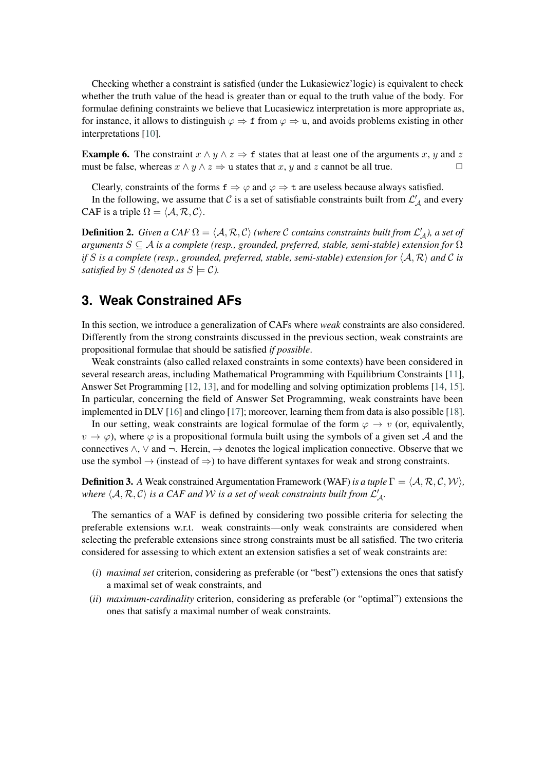Checking whether a constraint is satisfied (under the Lukasiewicz'logic) is equivalent to check whether the truth value of the head is greater than or equal to the truth value of the body. For formulae defining constraints we believe that Lucasiewicz interpretation is more appropriate as, for instance, it allows to distinguish $\varphi \Rightarrow \mathtt{f}$ from $\varphi \Rightarrow \mathtt{u}$, and avoids problems existing in other interpretations [10].

**Example 6.** The constraint $x \wedge y \wedge z \Rightarrow \mathtt{f}$ states that at least one of the arguments $x$, $y$ and $z$ must be false, whereas $x \wedge y \wedge z \Rightarrow \mathtt{u}$ states that $x$, $y$ and $z$ cannot be all true. □

Clearly, constraints of the forms $\mathtt{f} \Rightarrow \varphi$ and $\varphi \Rightarrow \mathtt{t}$ are useless because always satisfied.

In the following, we assume that $\mathcal{C}$ is a set of satisfiable constraints built from $\mathcal{L}'_{\mathcal{A}}$ and every CAF is a triple $\Omega = \langle \mathcal{A}, \mathcal{R}, \mathcal{C} \rangle$.

**Definition 2.** *Given a CAF $\Omega = \langle \mathcal{A}, \mathcal{R}, \mathcal{C} \rangle$ (where $\mathcal{C}$ contains constraints built from $\mathcal{L}'_{\mathcal{A}}$), a set of arguments $S \subseteq \mathcal{A}$ is a complete (resp., grounded, preferred, stable, semi-stable) extension for $\Omega$ if $S$ is a complete (resp., grounded, preferred, stable, semi-stable) extension for $\langle \mathcal{A}, \mathcal{R} \rangle$ and $\mathcal{C}$ is satisfied by $S$ (denoted as $S \models \mathcal{C}$).*

## 3. Weak Constrained AFs

In this section, we introduce a generalization of CAFs where *weak* constraints are also considered. Differently from the strong constraints discussed in the previous section, weak constraints are propositional formulae that should be satisfied *if possible*.

Weak constraints (also called relaxed constraints in some contexts) have been considered in several research areas, including Mathematical Programming with Equilibrium Constraints [11], Answer Set Programming [12, 13], and for modelling and solving optimization problems [14, 15]. In particular, concerning the field of Answer Set Programming, weak constraints have been implemented in DLV [16] and clingo [17]; moreover, learning them from data is also possible [18].

In our setting, weak constraints are logical formulae of the form $\varphi \rightarrow v$ (or, equivalently, $v \rightarrow \varphi$), where $\varphi$ is a propositional formula built using the symbols of a given set $\mathcal{A}$ and the connectives $\wedge$, $\vee$ and $\neg$. Herein, $\rightarrow$ denotes the logical implication connective. Observe that we use the symbol $\rightarrow$ (instead of $\Rightarrow$) to have different syntaxes for weak and strong constraints.

**Definition 3.** *A* Weak constrained Argumentation Framework (WAF) *is a tuple $\Gamma = \langle \mathcal{A}, \mathcal{R}, \mathcal{C}, \mathcal{W} \rangle$, where $\langle \mathcal{A}, \mathcal{R}, \mathcal{C} \rangle$ is a CAF and $\mathcal{W}$ is a set of weak constraints built from $\mathcal{L}'_{\mathcal{A}}$.*

The semantics of a WAF is defined by considering two possible criteria for selecting the preferable extensions w.r.t. weak constraints—only weak constraints are considered when selecting the preferable extensions since strong constraints must be all satisfied. The two criteria considered for assessing to which extent an extension satisfies a set of weak constraints are:

- (*i*) *maximal set* criterion, considering as preferable (or "best") extensions the ones that satisfy a maximal set of weak constraints, and
- (*ii*) *maximum-cardinality* criterion, considering as preferable (or "optimal") extensions the ones that satisfy a maximal number of weak constraints.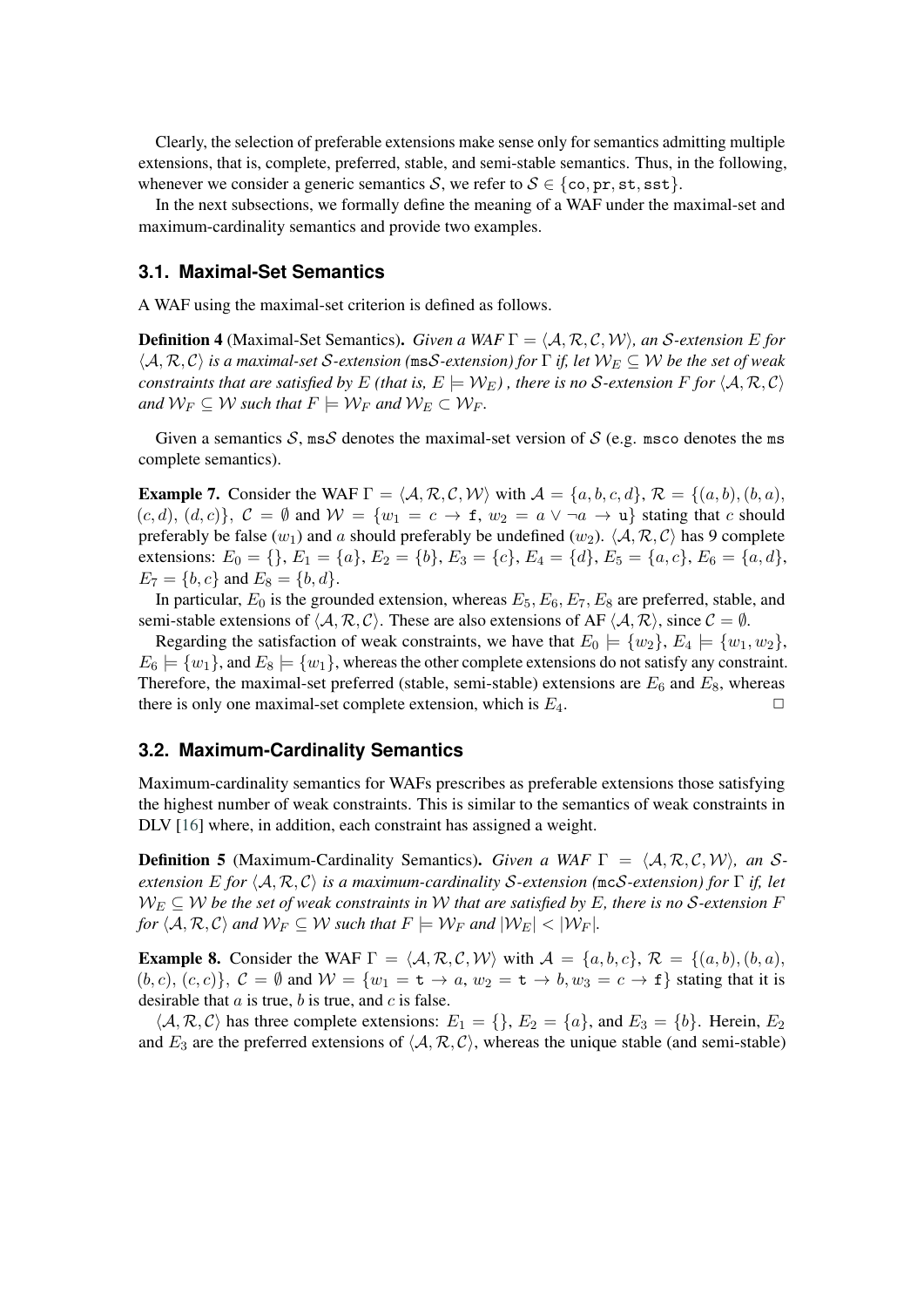Clearly, the selection of preferable extensions make sense only for semantics admitting multiple extensions, that is, complete, preferred, stable, and semi-stable semantics. Thus, in the following, whenever we consider a generic semantics $\mathcal{S}$, we refer to $\mathcal{S} \in \{\mathtt{co}, \mathtt{pr}, \mathtt{st}, \mathtt{sst}\}$.

In the next subsections, we formally define the meaning of a WAF under the maximal-set and maximum-cardinality semantics and provide two examples.

### 3.1. Maximal-Set Semantics

A WAF using the maximal-set criterion is defined as follows.

**Definition 4** (Maximal-Set Semantics). *Given a WAF $\Gamma = \langle \mathcal{A}, \mathcal{R}, \mathcal{C}, \mathcal{W} \rangle$, an $\mathcal{S}$-extension $E$ for $\langle \mathcal{A}, \mathcal{R}, \mathcal{C} \rangle$ is a maximal-set $\mathcal{S}$-extension (ms$\mathcal{S}$-extension) for $\Gamma$ if, let $\mathcal{W}_E \subseteq \mathcal{W}$ be the set of weak constraints that are satisfied by $E$ (that is, $E \models \mathcal{W}_E$) , there is no $\mathcal{S}$-extension $F$ for $\langle \mathcal{A}, \mathcal{R}, \mathcal{C} \rangle$ and $\mathcal{W}_F \subseteq \mathcal{W}$ such that $F \models \mathcal{W}_F$ and $\mathcal{W}_E \subset \mathcal{W}_F$.*

Given a semantics $\mathcal{S}$, ms$\mathcal{S}$ denotes the maximal-set version of $\mathcal{S}$ (e.g. msco denotes the ms complete semantics).

**Example 7.** Consider the WAF $\Gamma = \langle \mathcal{A}, \mathcal{R}, \mathcal{C}, \mathcal{W} \rangle$ with $\mathcal{A} = \{a, b, c, d\}$, $\mathcal{R} = \{(a, b), (b, a), (c, d), (d, c)\}$, $\mathcal{C} = \emptyset$ and $\mathcal{W} = \{w_1 = c \to \mathtt{f},\ w_2 = a \vee \neg a \to \mathtt{u}\}$ stating that $c$ should preferably be false ($w_1$) and $a$ should preferably be undefined ($w_2$). $\langle \mathcal{A}, \mathcal{R}, \mathcal{C} \rangle$ has 9 complete extensions: $E_0 = \{\}$, $E_1 = \{a\}$, $E_2 = \{b\}$, $E_3 = \{c\}$, $E_4 = \{d\}$, $E_5 = \{a, c\}$, $E_6 = \{a, d\}$, $E_7 = \{b, c\}$ and $E_8 = \{b, d\}$.

In particular, $E_0$ is the grounded extension, whereas $E_5, E_6, E_7, E_8$ are preferred, stable, and semi-stable extensions of $\langle \mathcal{A}, \mathcal{R}, \mathcal{C} \rangle$. These are also extensions of AF $\langle \mathcal{A}, \mathcal{R} \rangle$, since $\mathcal{C} = \emptyset$.

Regarding the satisfaction of weak constraints, we have that $E_0 \models \{w_2\}$, $E_4 \models \{w_1, w_2\}$, $E_6 \models \{w_1\}$, and $E_8 \models \{w_1\}$, whereas the other complete extensions do not satisfy any constraint. Therefore, the maximal-set preferred (stable, semi-stable) extensions are $E_6$ and $E_8$, whereas there is only one maximal-set complete extension, which is $E_4$. □

### 3.2. Maximum-Cardinality Semantics

Maximum-cardinality semantics for WAFs prescribes as preferable extensions those satisfying the highest number of weak constraints. This is similar to the semantics of weak constraints in DLV [16] where, in addition, each constraint has assigned a weight.

**Definition 5** (Maximum-Cardinality Semantics). *Given a WAF $\Gamma = \langle \mathcal{A}, \mathcal{R}, \mathcal{C}, \mathcal{W} \rangle$, an $\mathcal{S}$-extension $E$ for $\langle \mathcal{A}, \mathcal{R}, \mathcal{C} \rangle$ is a maximum-cardinality $\mathcal{S}$-extension (mc$\mathcal{S}$-extension) for $\Gamma$ if, let $\mathcal{W}_E \subseteq \mathcal{W}$ be the set of weak constraints in $\mathcal{W}$ that are satisfied by $E$, there is no $\mathcal{S}$-extension $F$ for $\langle \mathcal{A}, \mathcal{R}, \mathcal{C} \rangle$ and $\mathcal{W}_F \subseteq \mathcal{W}$ such that $F \models \mathcal{W}_F$ and $|\mathcal{W}_E| < |\mathcal{W}_F|$.*

**Example 8.** Consider the WAF $\Gamma = \langle \mathcal{A}, \mathcal{R}, \mathcal{C}, \mathcal{W} \rangle$ with $\mathcal{A} = \{a, b, c\}$, $\mathcal{R} = \{(a, b), (b, a), (b, c), (c, c)\}$, $\mathcal{C} = \emptyset$ and $\mathcal{W} = \{w_1 = \mathtt{t} \to a,\ w_2 = \mathtt{t} \to b,\ w_3 = c \to \mathtt{f}\}$ stating that it is desirable that $a$ is true, $b$ is true, and $c$ is false.

$\langle \mathcal{A}, \mathcal{R}, \mathcal{C} \rangle$ has three complete extensions: $E_1 = \{\}$, $E_2 = \{a\}$, and $E_3 = \{b\}$. Herein, $E_2$ and $E_3$ are the preferred extensions of $\langle \mathcal{A}, \mathcal{R}, \mathcal{C} \rangle$, whereas the unique stable (and semi-stable)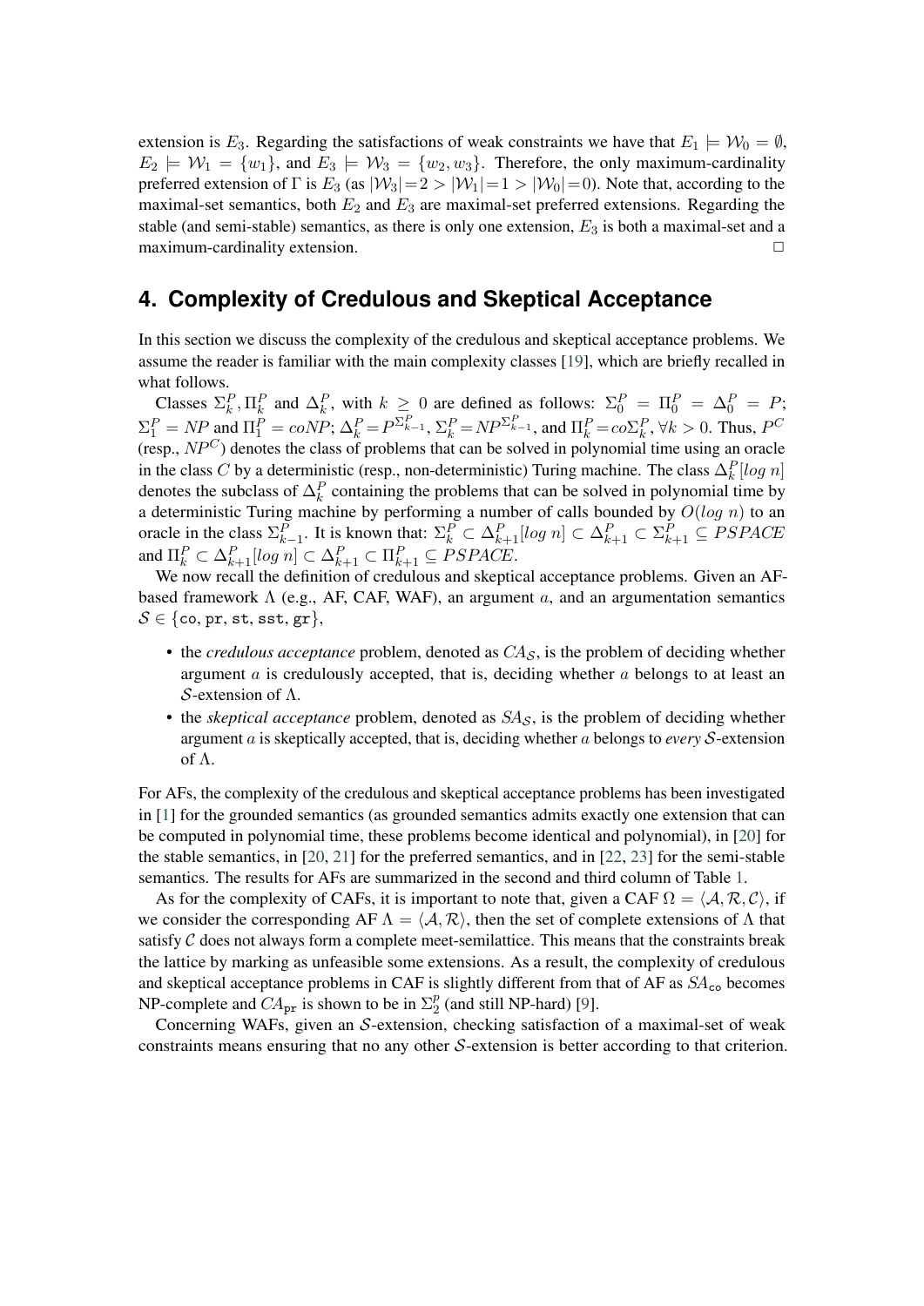extension is $E_3$. Regarding the satisfactions of weak constraints we have that $E_1 \models \mathcal{W}_0 = \emptyset$, $E_2 \models \mathcal{W}_1 = \{w_1\}$, and $E_3 \models \mathcal{W}_3 = \{w_2, w_3\}$. Therefore, the only maximum-cardinality preferred extension of $\Gamma$ is $E_3$ (as $|\mathcal{W}_3|=2 > |\mathcal{W}_1|=1 > |\mathcal{W}_0|=0$). Note that, according to the maximal-set semantics, both $E_2$ and $E_3$ are maximal-set preferred extensions. Regarding the stable (and semi-stable) semantics, as there is only one extension, $E_3$ is both a maximal-set and a maximum-cardinality extension. □

## 4. Complexity of Credulous and Skeptical Acceptance

In this section we discuss the complexity of the credulous and skeptical acceptance problems. We assume the reader is familiar with the main complexity classes [19], which are briefly recalled in what follows.

Classes $\Sigma_k^P, \Pi_k^P$ and $\Delta_k^P$, with $k \geq 0$ are defined as follows: $\Sigma_0^P = \Pi_0^P = \Delta_0^P = P$; $\Sigma_1^P = NP$ and $\Pi_1^P = coNP$; $\Delta_k^P = P^{\Sigma_{k-1}^P}$, $\Sigma_k^P = NP^{\Sigma_{k-1}^P}$, and $\Pi_k^P = co\Sigma_k^P$, $\forall k > 0$. Thus, $P^C$ (resp., $NP^C$) denotes the class of problems that can be solved in polynomial time using an oracle in the class $C$ by a deterministic (resp., non-deterministic) Turing machine. The class $\Delta_k^P[log\ n]$ denotes the subclass of $\Delta_k^P$ containing the problems that can be solved in polynomial time by a deterministic Turing machine by performing a number of calls bounded by $O(log\ n)$ to an oracle in the class $\Sigma_{k-1}^P$. It is known that: $\Sigma_k^P \subset \Delta_{k+1}^P[log\ n] \subset \Delta_{k+1}^P \subset \Sigma_{k+1}^P \subseteq PSPACE$ and $\Pi_k^P \subset \Delta_{k+1}^P[log\ n] \subset \Delta_{k+1}^P \subset \Pi_{k+1}^P \subseteq PSPACE$.

We now recall the definition of credulous and skeptical acceptance problems. Given an AF-based framework $\Lambda$ (e.g., AF, CAF, WAF), an argument $a$, and an argumentation semantics $\mathcal{S} \in \{\mathtt{co}, \mathtt{pr}, \mathtt{st}, \mathtt{sst}, \mathtt{gr}\}$,

- the *credulous acceptance* problem, denoted as $CA_\mathcal{S}$, is the problem of deciding whether argument $a$ is credulously accepted, that is, deciding whether $a$ belongs to at least an $\mathcal{S}$-extension of $\Lambda$.
- the *skeptical acceptance* problem, denoted as $SA_\mathcal{S}$, is the problem of deciding whether argument $a$ is skeptically accepted, that is, deciding whether $a$ belongs to *every* $\mathcal{S}$-extension of $\Lambda$.

For AFs, the complexity of the credulous and skeptical acceptance problems has been investigated in [1] for the grounded semantics (as grounded semantics admits exactly one extension that can be computed in polynomial time, these problems become identical and polynomial), in [20] for the stable semantics, in [20, 21] for the preferred semantics, and in [22, 23] for the semi-stable semantics. The results for AFs are summarized in the second and third column of Table 1.

As for the complexity of CAFs, it is important to note that, given a CAF $\Omega = \langle \mathcal{A}, \mathcal{R}, \mathcal{C} \rangle$, if we consider the corresponding AF $\Lambda = \langle \mathcal{A}, \mathcal{R} \rangle$, then the set of complete extensions of $\Lambda$ that satisfy $\mathcal{C}$ does not always form a complete meet-semilattice. This means that the constraints break the lattice by marking as unfeasible some extensions. As a result, the complexity of credulous and skeptical acceptance problems in CAF is slightly different from that of AF as $SA_\mathtt{co}$ becomes NP-complete and $CA_\mathtt{pr}$ is shown to be in $\Sigma_2^p$ (and still NP-hard) [9].

Concerning WAFs, given an $\mathcal{S}$-extension, checking satisfaction of a maximal-set of weak constraints means ensuring that no any other $\mathcal{S}$-extension is better according to that criterion.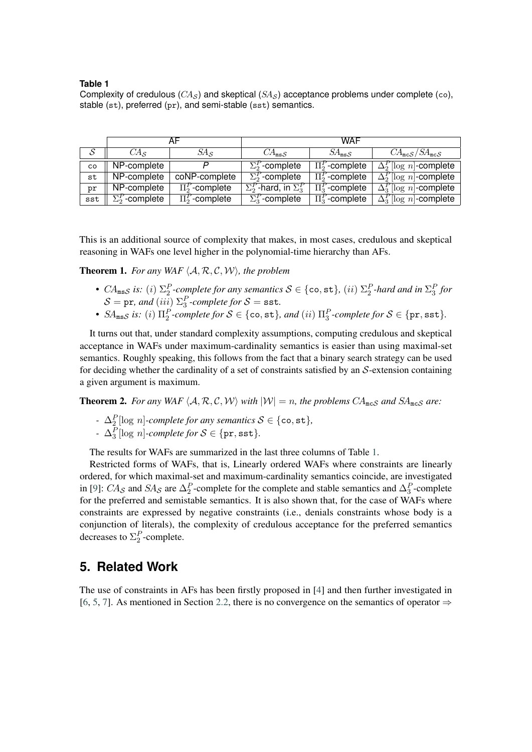**Table 1**
Complexity of credulous ($CA_{\mathcal{S}}$) and skeptical ($SA_{\mathcal{S}}$) acceptance problems under complete (co), stable (st), preferred (pr), and semi-stable (sst) semantics.

| | AF | | WAF | | |
|---|---|---|---|---|---|
| $\mathcal{S}$ | $CA_{\mathcal{S}}$ | $SA_{\mathcal{S}}$ | $CA_{\mathtt{ms}\mathcal{S}}$ | $SA_{\mathtt{ms}\mathcal{S}}$ | $CA_{\mathtt{mc}\mathcal{S}}/SA_{\mathtt{mc}\mathcal{S}}$ |
| co | NP-complete | *P* | $\Sigma_2^P$-complete | $\Pi_2^P$-complete | $\Delta_2^P[\log n]$-complete |
| st | NP-complete | coNP-complete | $\Sigma_2^P$-complete | $\Pi_2^P$-complete | $\Delta_2^P[\log n]$-complete |
| pr | NP-complete | $\Pi_2^P$-complete | $\Sigma_2^P$-hard, in $\Sigma_3^P$ | $\Pi_3^P$-complete | $\Delta_3^P[\log n]$-complete |
| sst | $\Sigma_2^P$-complete | $\Pi_2^P$-complete | $\Sigma_3^P$-complete | $\Pi_3^P$-complete | $\Delta_3^P[\log n]$-complete |

This is an additional source of complexity that makes, in most cases, credulous and skeptical reasoning in WAFs one level higher in the polynomial-time hierarchy than AFs.

**Theorem 1.** *For any WAF $\langle \mathcal{A}, \mathcal{R}, \mathcal{C}, \mathcal{W} \rangle$, the problem*

- *$CA_{\mathtt{ms}\mathcal{S}}$ is: $(i)$ $\Sigma_2^P$-complete for any semantics $\mathcal{S} \in \{\mathtt{co}, \mathtt{st}\}$, $(ii)$ $\Sigma_2^P$-hard and in $\Sigma_3^P$ for $\mathcal{S} = \mathtt{pr}$, and $(iii)$ $\Sigma_3^P$-complete for $\mathcal{S} = \mathtt{sst}$.*
- *$SA_{\mathtt{ms}\mathcal{S}}$ is: $(i)$ $\Pi_2^P$-complete for $\mathcal{S} \in \{\mathtt{co}, \mathtt{st}\}$, and $(ii)$ $\Pi_3^P$-complete for $\mathcal{S} \in \{\mathtt{pr}, \mathtt{sst}\}$.*

It turns out that, under standard complexity assumptions, computing credulous and skeptical acceptance in WAFs under maximum-cardinality semantics is easier than using maximal-set semantics. Roughly speaking, this follows from the fact that a binary search strategy can be used for deciding whether the cardinality of a set of constraints satisfied by an $\mathcal{S}$-extension containing a given argument is maximum.

**Theorem 2.** *For any WAF $\langle \mathcal{A}, \mathcal{R}, \mathcal{C}, \mathcal{W} \rangle$ with $|\mathcal{W}| = n$, the problems $CA_{\mathtt{mc}\mathcal{S}}$ and $SA_{\mathtt{mc}\mathcal{S}}$ are:*

- *$\Delta_2^P[\log n]$-complete for any semantics $\mathcal{S} \in \{\mathtt{co}, \mathtt{st}\}$,*
- *$\Delta_3^P[\log n]$-complete for $\mathcal{S} \in \{\mathtt{pr}, \mathtt{sst}\}$.*

The results for WAFs are summarized in the last three columns of Table 1.

Restricted forms of WAFs, that is, Linearly ordered WAFs where constraints are linearly ordered, for which maximal-set and maximum-cardinality semantics coincide, are investigated in [9]: $CA_{\mathcal{S}}$ and $SA_{\mathcal{S}}$ are $\Delta_2^P$-complete for the complete and stable semantics and $\Delta_3^P$-complete for the preferred and semistable semantics. It is also shown that, for the case of WAFs where constraints are expressed by negative constraints (i.e., denials constraints whose body is a conjunction of literals), the complexity of credulous acceptance for the preferred semantics decreases to $\Sigma_2^P$-complete.

## 5. Related Work

The use of constraints in AFs has been firstly proposed in [4] and then further investigated in [6, 5, 7]. As mentioned in Section 2.2, there is no convergence on the semantics of operator $\Rightarrow$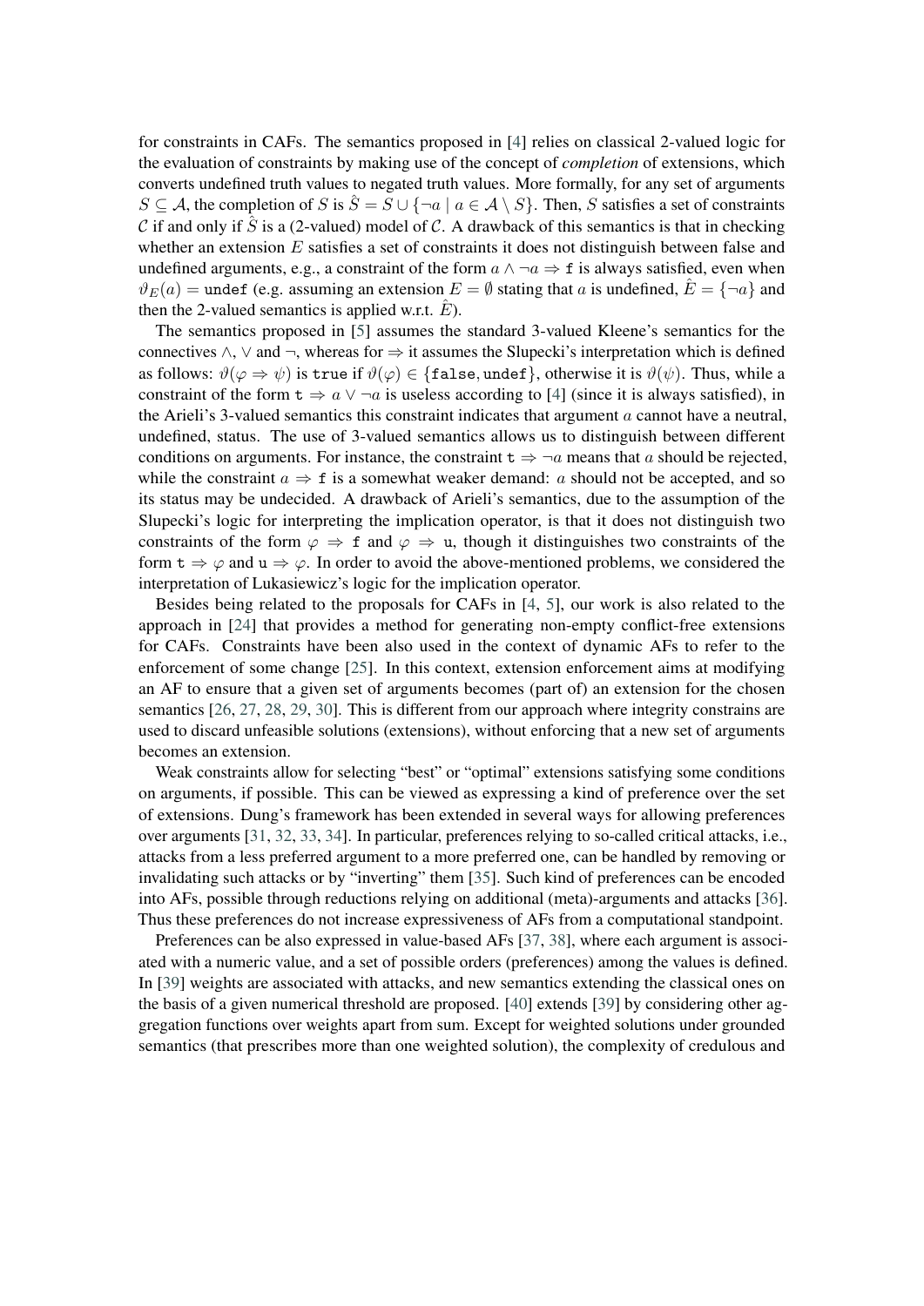for constraints in CAFs. The semantics proposed in [4] relies on classical 2-valued logic for the evaluation of constraints by making use of the concept of *completion* of extensions, which converts undefined truth values to negated truth values. More formally, for any set of arguments $S \subseteq \mathcal{A}$, the completion of $S$ is $\hat{S} = S \cup \{\neg a \mid a \in \mathcal{A} \setminus S\}$. Then, $S$ satisfies a set of constraints $\mathcal{C}$ if and only if $\hat{S}$ is a (2-valued) model of $\mathcal{C}$. A drawback of this semantics is that in checking whether an extension $E$ satisfies a set of constraints it does not distinguish between false and undefined arguments, e.g., a constraint of the form $a \wedge \neg a \Rightarrow \mathtt{f}$ is always satisfied, even when $\vartheta_E(a) = \mathtt{undef}$ (e.g. assuming an extension $E = \emptyset$ stating that $a$ is undefined, $\hat{E} = \{\neg a\}$ and then the 2-valued semantics is applied w.r.t. $\hat{E}$).

The semantics proposed in [5] assumes the standard 3-valued Kleene's semantics for the connectives $\wedge$, $\vee$ and $\neg$, whereas for $\Rightarrow$ it assumes the Slupecki's interpretation which is defined as follows: $\vartheta(\varphi \Rightarrow \psi)$ is $\mathtt{true}$ if $\vartheta(\varphi) \in \{\mathtt{false}, \mathtt{undef}\}$, otherwise it is $\vartheta(\psi)$. Thus, while a constraint of the form $\mathtt{t} \Rightarrow a \vee \neg a$ is useless according to [4] (since it is always satisfied), in the Arieli's 3-valued semantics this constraint indicates that argument $a$ cannot have a neutral, undefined, status. The use of 3-valued semantics allows us to distinguish between different conditions on arguments. For instance, the constraint $\mathtt{t} \Rightarrow \neg a$ means that $a$ should be rejected, while the constraint $a \Rightarrow \mathtt{f}$ is a somewhat weaker demand: $a$ should not be accepted, and so its status may be undecided. A drawback of Arieli's semantics, due to the assumption of the Slupecki's logic for interpreting the implication operator, is that it does not distinguish two constraints of the form $\varphi \Rightarrow \mathtt{f}$ and $\varphi \Rightarrow \mathtt{u}$, though it distinguishes two constraints of the form $\mathtt{t} \Rightarrow \varphi$ and $\mathtt{u} \Rightarrow \varphi$. In order to avoid the above-mentioned problems, we considered the interpretation of Lukasiewicz's logic for the implication operator.

Besides being related to the proposals for CAFs in [4, 5], our work is also related to the approach in [24] that provides a method for generating non-empty conflict-free extensions for CAFs. Constraints have been also used in the context of dynamic AFs to refer to the enforcement of some change [25]. In this context, extension enforcement aims at modifying an AF to ensure that a given set of arguments becomes (part of) an extension for the chosen semantics [26, 27, 28, 29, 30]. This is different from our approach where integrity constrains are used to discard unfeasible solutions (extensions), without enforcing that a new set of arguments becomes an extension.

Weak constraints allow for selecting "best" or "optimal" extensions satisfying some conditions on arguments, if possible. This can be viewed as expressing a kind of preference over the set of extensions. Dung's framework has been extended in several ways for allowing preferences over arguments [31, 32, 33, 34]. In particular, preferences relying to so-called critical attacks, i.e., attacks from a less preferred argument to a more preferred one, can be handled by removing or invalidating such attacks or by "inverting" them [35]. Such kind of preferences can be encoded into AFs, possible through reductions relying on additional (meta)-arguments and attacks [36]. Thus these preferences do not increase expressiveness of AFs from a computational standpoint.

Preferences can be also expressed in value-based AFs [37, 38], where each argument is associated with a numeric value, and a set of possible orders (preferences) among the values is defined. In [39] weights are associated with attacks, and new semantics extending the classical ones on the basis of a given numerical threshold are proposed. [40] extends [39] by considering other aggregation functions over weights apart from sum. Except for weighted solutions under grounded semantics (that prescribes more than one weighted solution), the complexity of credulous and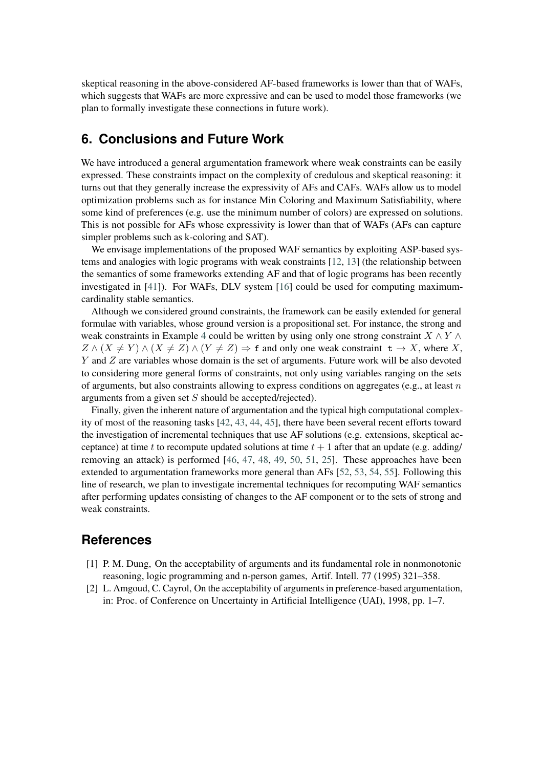skeptical reasoning in the above-considered AF-based frameworks is lower than that of WAFs, which suggests that WAFs are more expressive and can be used to model those frameworks (we plan to formally investigate these connections in future work).

## 6. Conclusions and Future Work

We have introduced a general argumentation framework where weak constraints can be easily expressed. These constraints impact on the complexity of credulous and skeptical reasoning: it turns out that they generally increase the expressivity of AFs and CAFs. WAFs allow us to model optimization problems such as for instance Min Coloring and Maximum Satisfiability, where some kind of preferences (e.g. use the minimum number of colors) are expressed on solutions. This is not possible for AFs whose expressivity is lower than that of WAFs (AFs can capture simpler problems such as k-coloring and SAT).

We envisage implementations of the proposed WAF semantics by exploiting ASP-based systems and analogies with logic programs with weak constraints [12, 13] (the relationship between the semantics of some frameworks extending AF and that of logic programs has been recently investigated in [41]). For WAFs, DLV system [16] could be used for computing maximum-cardinality stable semantics.

Although we considered ground constraints, the framework can be easily extended for general formulae with variables, whose ground version is a propositional set. For instance, the strong and weak constraints in Example 4 could be written by using only one strong constraint $X \wedge Y \wedge Z \wedge (X \neq Y) \wedge (X \neq Z) \wedge (Y \neq Z) \Rightarrow \mathtt{f}$ and only one weak constraint $\mathtt{t} \rightarrow X$, where $X$, $Y$ and $Z$ are variables whose domain is the set of arguments. Future work will be also devoted to considering more general forms of constraints, not only using variables ranging on the sets of arguments, but also constraints allowing to express conditions on aggregates (e.g., at least $n$ arguments from a given set $S$ should be accepted/rejected).

Finally, given the inherent nature of argumentation and the typical high computational complexity of most of the reasoning tasks [42, 43, 44, 45], there have been several recent efforts toward the investigation of incremental techniques that use AF solutions (e.g. extensions, skeptical acceptance) at time $t$ to recompute updated solutions at time $t + 1$ after that an update (e.g. adding/removing an attack) is performed [46, 47, 48, 49, 50, 51, 25]. These approaches have been extended to argumentation frameworks more general than AFs [52, 53, 54, 55]. Following this line of research, we plan to investigate incremental techniques for recomputing WAF semantics after performing updates consisting of changes to the AF component or to the sets of strong and weak constraints.

## References

[1] P. M. Dung, On the acceptability of arguments and its fundamental role in nonmonotonic reasoning, logic programming and n-person games, Artif. Intell. 77 (1995) 321–358.

[2] L. Amgoud, C. Cayrol, On the acceptability of arguments in preference-based argumentation, in: Proc. of Conference on Uncertainty in Artificial Intelligence (UAI), 1998, pp. 1–7.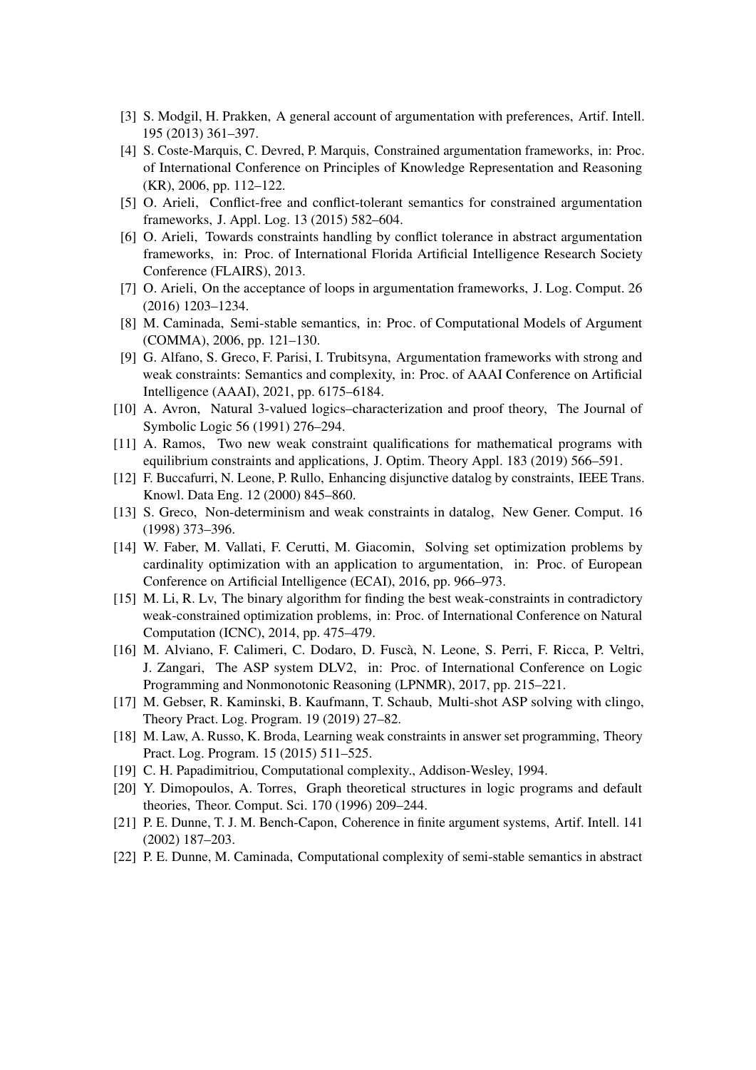[3] S. Modgil, H. Prakken, A general account of argumentation with preferences, Artif. Intell. 195 (2013) 361–397.

[4] S. Coste-Marquis, C. Devred, P. Marquis, Constrained argumentation frameworks, in: Proc. of International Conference on Principles of Knowledge Representation and Reasoning (KR), 2006, pp. 112–122.

[5] O. Arieli, Conflict-free and conflict-tolerant semantics for constrained argumentation frameworks, J. Appl. Log. 13 (2015) 582–604.

[6] O. Arieli, Towards constraints handling by conflict tolerance in abstract argumentation frameworks, in: Proc. of International Florida Artificial Intelligence Research Society Conference (FLAIRS), 2013.

[7] O. Arieli, On the acceptance of loops in argumentation frameworks, J. Log. Comput. 26 (2016) 1203–1234.

[8] M. Caminada, Semi-stable semantics, in: Proc. of Computational Models of Argument (COMMA), 2006, pp. 121–130.

[9] G. Alfano, S. Greco, F. Parisi, I. Trubitsyna, Argumentation frameworks with strong and weak constraints: Semantics and complexity, in: Proc. of AAAI Conference on Artificial Intelligence (AAAI), 2021, pp. 6175–6184.

[10] A. Avron, Natural 3-valued logics–characterization and proof theory, The Journal of Symbolic Logic 56 (1991) 276–294.

[11] A. Ramos, Two new weak constraint qualifications for mathematical programs with equilibrium constraints and applications, J. Optim. Theory Appl. 183 (2019) 566–591.

[12] F. Buccafurri, N. Leone, P. Rullo, Enhancing disjunctive datalog by constraints, IEEE Trans. Knowl. Data Eng. 12 (2000) 845–860.

[13] S. Greco, Non-determinism and weak constraints in datalog, New Gener. Comput. 16 (1998) 373–396.

[14] W. Faber, M. Vallati, F. Cerutti, M. Giacomin, Solving set optimization problems by cardinality optimization with an application to argumentation, in: Proc. of European Conference on Artificial Intelligence (ECAI), 2016, pp. 966–973.

[15] M. Li, R. Lv, The binary algorithm for finding the best weak-constraints in contradictory weak-constrained optimization problems, in: Proc. of International Conference on Natural Computation (ICNC), 2014, pp. 475–479.

[16] M. Alviano, F. Calimeri, C. Dodaro, D. Fuscà, N. Leone, S. Perri, F. Ricca, P. Veltri, J. Zangari, The ASP system DLV2, in: Proc. of International Conference on Logic Programming and Nonmonotonic Reasoning (LPNMR), 2017, pp. 215–221.

[17] M. Gebser, R. Kaminski, B. Kaufmann, T. Schaub, Multi-shot ASP solving with clingo, Theory Pract. Log. Program. 19 (2019) 27–82.

[18] M. Law, A. Russo, K. Broda, Learning weak constraints in answer set programming, Theory Pract. Log. Program. 15 (2015) 511–525.

[19] C. H. Papadimitriou, Computational complexity., Addison-Wesley, 1994.

[20] Y. Dimopoulos, A. Torres, Graph theoretical structures in logic programs and default theories, Theor. Comput. Sci. 170 (1996) 209–244.

[21] P. E. Dunne, T. J. M. Bench-Capon, Coherence in finite argument systems, Artif. Intell. 141 (2002) 187–203.

[22] P. E. Dunne, M. Caminada, Computational complexity of semi-stable semantics in abstract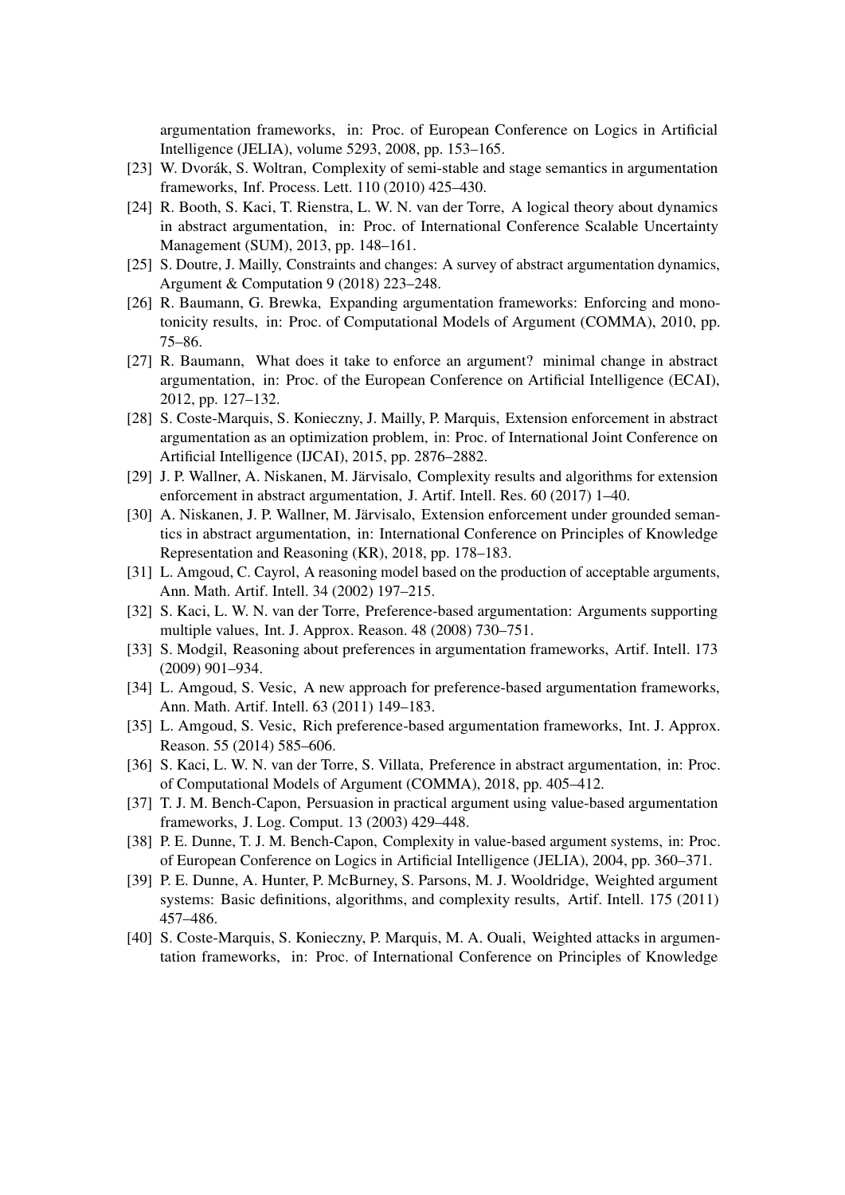argumentation frameworks, in: Proc. of European Conference on Logics in Artificial Intelligence (JELIA), volume 5293, 2008, pp. 153–165.

[23] W. Dvorák, S. Woltran, Complexity of semi-stable and stage semantics in argumentation frameworks, Inf. Process. Lett. 110 (2010) 425–430.

[24] R. Booth, S. Kaci, T. Rienstra, L. W. N. van der Torre, A logical theory about dynamics in abstract argumentation, in: Proc. of International Conference Scalable Uncertainty Management (SUM), 2013, pp. 148–161.

[25] S. Doutre, J. Mailly, Constraints and changes: A survey of abstract argumentation dynamics, Argument & Computation 9 (2018) 223–248.

[26] R. Baumann, G. Brewka, Expanding argumentation frameworks: Enforcing and monotonicity results, in: Proc. of Computational Models of Argument (COMMA), 2010, pp. 75–86.

[27] R. Baumann, What does it take to enforce an argument? minimal change in abstract argumentation, in: Proc. of the European Conference on Artificial Intelligence (ECAI), 2012, pp. 127–132.

[28] S. Coste-Marquis, S. Konieczny, J. Mailly, P. Marquis, Extension enforcement in abstract argumentation as an optimization problem, in: Proc. of International Joint Conference on Artificial Intelligence (IJCAI), 2015, pp. 2876–2882.

[29] J. P. Wallner, A. Niskanen, M. Järvisalo, Complexity results and algorithms for extension enforcement in abstract argumentation, J. Artif. Intell. Res. 60 (2017) 1–40.

[30] A. Niskanen, J. P. Wallner, M. Järvisalo, Extension enforcement under grounded semantics in abstract argumentation, in: International Conference on Principles of Knowledge Representation and Reasoning (KR), 2018, pp. 178–183.

[31] L. Amgoud, C. Cayrol, A reasoning model based on the production of acceptable arguments, Ann. Math. Artif. Intell. 34 (2002) 197–215.

[32] S. Kaci, L. W. N. van der Torre, Preference-based argumentation: Arguments supporting multiple values, Int. J. Approx. Reason. 48 (2008) 730–751.

[33] S. Modgil, Reasoning about preferences in argumentation frameworks, Artif. Intell. 173 (2009) 901–934.

[34] L. Amgoud, S. Vesic, A new approach for preference-based argumentation frameworks, Ann. Math. Artif. Intell. 63 (2011) 149–183.

[35] L. Amgoud, S. Vesic, Rich preference-based argumentation frameworks, Int. J. Approx. Reason. 55 (2014) 585–606.

[36] S. Kaci, L. W. N. van der Torre, S. Villata, Preference in abstract argumentation, in: Proc. of Computational Models of Argument (COMMA), 2018, pp. 405–412.

[37] T. J. M. Bench-Capon, Persuasion in practical argument using value-based argumentation frameworks, J. Log. Comput. 13 (2003) 429–448.

[38] P. E. Dunne, T. J. M. Bench-Capon, Complexity in value-based argument systems, in: Proc. of European Conference on Logics in Artificial Intelligence (JELIA), 2004, pp. 360–371.

[39] P. E. Dunne, A. Hunter, P. McBurney, S. Parsons, M. J. Wooldridge, Weighted argument systems: Basic definitions, algorithms, and complexity results, Artif. Intell. 175 (2011) 457–486.

[40] S. Coste-Marquis, S. Konieczny, P. Marquis, M. A. Ouali, Weighted attacks in argumentation frameworks, in: Proc. of International Conference on Principles of Knowledge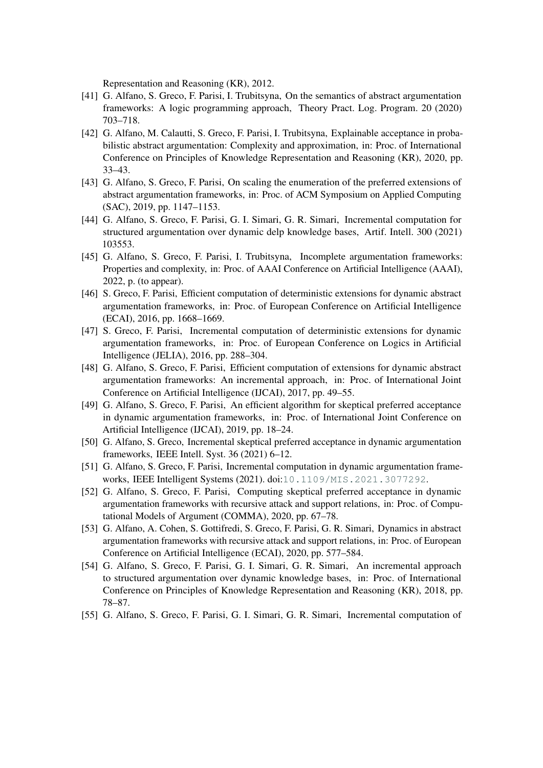Representation and Reasoning (KR), 2012.

- [41] G. Alfano, S. Greco, F. Parisi, I. Trubitsyna, On the semantics of abstract argumentation frameworks: A logic programming approach, Theory Pract. Log. Program. 20 (2020) 703–718.
- [42] G. Alfano, M. Calautti, S. Greco, F. Parisi, I. Trubitsyna, Explainable acceptance in probabilistic abstract argumentation: Complexity and approximation, in: Proc. of International Conference on Principles of Knowledge Representation and Reasoning (KR), 2020, pp. 33–43.
- [43] G. Alfano, S. Greco, F. Parisi, On scaling the enumeration of the preferred extensions of abstract argumentation frameworks, in: Proc. of ACM Symposium on Applied Computing (SAC), 2019, pp. 1147–1153.
- [44] G. Alfano, S. Greco, F. Parisi, G. I. Simari, G. R. Simari, Incremental computation for structured argumentation over dynamic delp knowledge bases, Artif. Intell. 300 (2021) 103553.
- [45] G. Alfano, S. Greco, F. Parisi, I. Trubitsyna, Incomplete argumentation frameworks: Properties and complexity, in: Proc. of AAAI Conference on Artificial Intelligence (AAAI), 2022, p. (to appear).
- [46] S. Greco, F. Parisi, Efficient computation of deterministic extensions for dynamic abstract argumentation frameworks, in: Proc. of European Conference on Artificial Intelligence (ECAI), 2016, pp. 1668–1669.
- [47] S. Greco, F. Parisi, Incremental computation of deterministic extensions for dynamic argumentation frameworks, in: Proc. of European Conference on Logics in Artificial Intelligence (JELIA), 2016, pp. 288–304.
- [48] G. Alfano, S. Greco, F. Parisi, Efficient computation of extensions for dynamic abstract argumentation frameworks: An incremental approach, in: Proc. of International Joint Conference on Artificial Intelligence (IJCAI), 2017, pp. 49–55.
- [49] G. Alfano, S. Greco, F. Parisi, An efficient algorithm for skeptical preferred acceptance in dynamic argumentation frameworks, in: Proc. of International Joint Conference on Artificial Intelligence (IJCAI), 2019, pp. 18–24.
- [50] G. Alfano, S. Greco, Incremental skeptical preferred acceptance in dynamic argumentation frameworks, IEEE Intell. Syst. 36 (2021) 6–12.
- [51] G. Alfano, S. Greco, F. Parisi, Incremental computation in dynamic argumentation frameworks, IEEE Intelligent Systems (2021). doi:10.1109/MIS.2021.3077292.
- [52] G. Alfano, S. Greco, F. Parisi, Computing skeptical preferred acceptance in dynamic argumentation frameworks with recursive attack and support relations, in: Proc. of Computational Models of Argument (COMMA), 2020, pp. 67–78.
- [53] G. Alfano, A. Cohen, S. Gottifredi, S. Greco, F. Parisi, G. R. Simari, Dynamics in abstract argumentation frameworks with recursive attack and support relations, in: Proc. of European Conference on Artificial Intelligence (ECAI), 2020, pp. 577–584.
- [54] G. Alfano, S. Greco, F. Parisi, G. I. Simari, G. R. Simari, An incremental approach to structured argumentation over dynamic knowledge bases, in: Proc. of International Conference on Principles of Knowledge Representation and Reasoning (KR), 2018, pp. 78–87.
- [55] G. Alfano, S. Greco, F. Parisi, G. I. Simari, G. R. Simari, Incremental computation of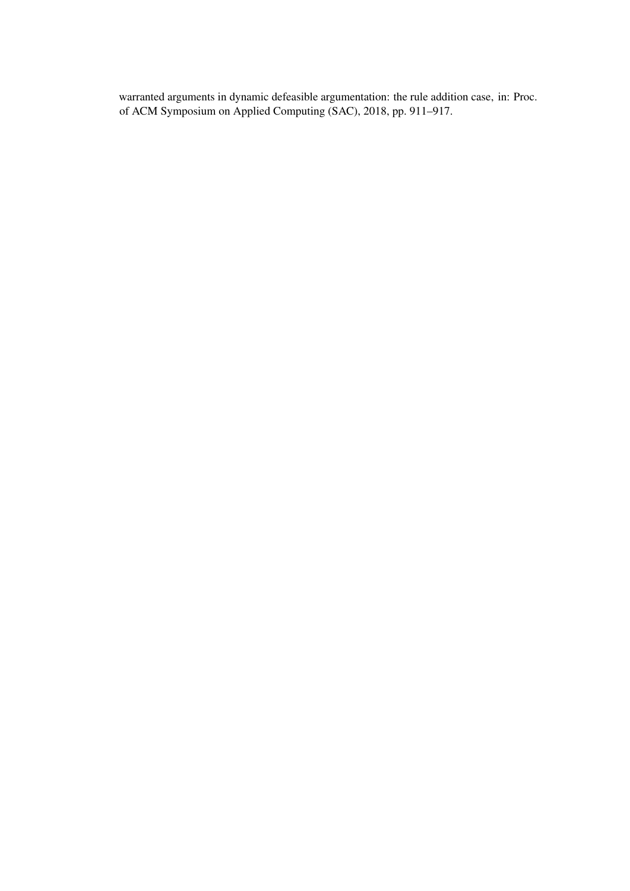warranted arguments in dynamic defeasible argumentation: the rule addition case, in: Proc. of ACM Symposium on Applied Computing (SAC), 2018, pp. 911–917.